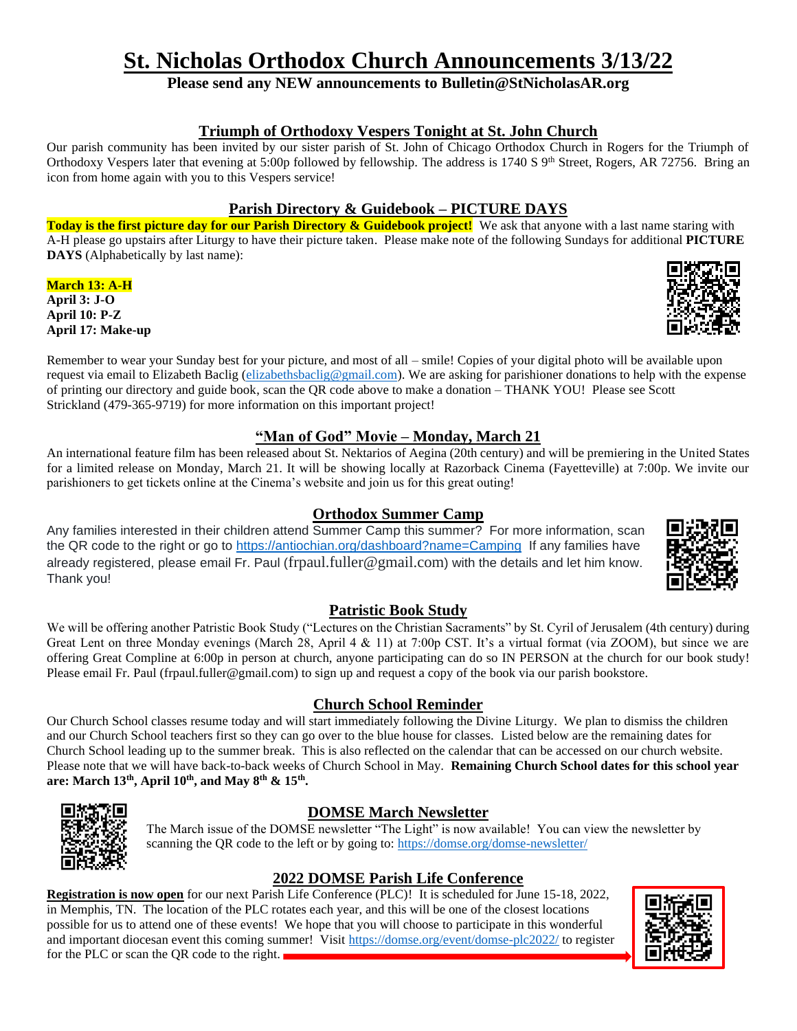# St. Nicholas Orthodox Church Announcements 3/13/22

**Please send any NEW announcements to Bulletin@StNicholasAR.org**

## Triumph of Orthodoxy Vespers Tonight at St. John Church

Our parish community has been invited by our sister parish of St. John of Chicago Orthodox Church in Rogers for the Triumph of Orthodoxy Vespers later that evening at 5:00p followed by fellowship. The address is 1740 S 9th Street, Rogers, AR 72756. Bring an icon from home again with you to this Vespers service!

## Parish Directory & Guidebook – PICTURE DAYS

**Today is the first picture day for our Parish Directory & Guidebook project!** We ask that anyone with a last name staring with A-H please go upstairs after Liturgy to have their picture taken. Please make note of the following Sundays for additional **PICTURE DAYS** (Alphabetically by last name):

**March 13: A-H**
**April 3: J-O**
**April 10: P-Z**
**April 17: Make-up**

Remember to wear your Sunday best for your picture, and most of all – smile! Copies of your digital photo will be available upon request via email to Elizabeth Baclig (elizabethsbaclig@gmail.com). We are asking for parishioner donations to help with the expense of printing our directory and guide book, scan the QR code above to make a donation – THANK YOU! Please see Scott Strickland (479-365-9719) for more information on this important project!

## "Man of God" Movie – Monday, March 21

An international feature film has been released about St. Nektarios of Aegina (20th century) and will be premiering in the United States for a limited release on Monday, March 21. It will be showing locally at Razorback Cinema (Fayetteville) at 7:00p. We invite our parishioners to get tickets online at the Cinema's website and join us for this great outing!

## Orthodox Summer Camp

Any families interested in their children attend Summer Camp this summer? For more information, scan the QR code to the right or go to https://antiochian.org/dashboard?name=Camping If any families have already registered, please email Fr. Paul (frpaul.fuller@gmail.com) with the details and let him know. Thank you!

## Patristic Book Study

We will be offering another Patristic Book Study ("Lectures on the Christian Sacraments" by St. Cyril of Jerusalem (4th century) during Great Lent on three Monday evenings (March 28, April 4 & 11) at 7:00p CST. It's a virtual format (via ZOOM), but since we are offering Great Compline at 6:00p in person at church, anyone participating can do so IN PERSON at the church for our book study! Please email Fr. Paul (frpaul.fuller@gmail.com) to sign up and request a copy of the book via our parish bookstore.

## Church School Reminder

Our Church School classes resume today and will start immediately following the Divine Liturgy. We plan to dismiss the children and our Church School teachers first so they can go over to the blue house for classes. Listed below are the remaining dates for Church School leading up to the summer break. This is also reflected on the calendar that can be accessed on our church website. Please note that we will have back-to-back weeks of Church School in May. **Remaining Church School dates for this school year are: March 13th, April 10th, and May 8th & 15th.**

## DOMSE March Newsletter

The March issue of the DOMSE newsletter "The Light" is now available! You can view the newsletter by scanning the QR code to the left or by going to: https://domse.org/domse-newsletter/

## 2022 DOMSE Parish Life Conference

**Registration is now open** for our next Parish Life Conference (PLC)! It is scheduled for June 15-18, 2022, in Memphis, TN. The location of the PLC rotates each year, and this will be one of the closest locations possible for us to attend one of these events! We hope that you will choose to participate in this wonderful and important diocesan event this coming summer! Visit https://domse.org/event/domse-plc2022/ to register for the PLC or scan the QR code to the right.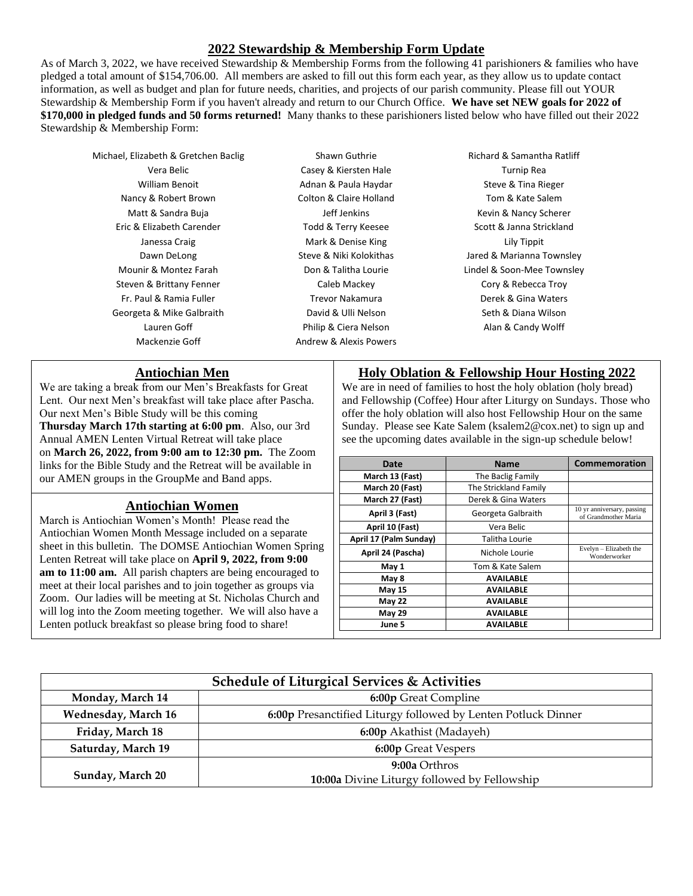## 2022 Stewardship & Membership Form Update

As of March 3, 2022, we have received Stewardship & Membership Forms from the following 41 parishioners & families who have pledged a total amount of $154,706.00. All members are asked to fill out this form each year, as they allow us to update contact information, as well as budget and plan for future needs, charities, and projects of our parish community. Please fill out YOUR Stewardship & Membership Form if you haven't already and return to our Church Office. **We have set NEW goals for 2022 of $170,000 in pledged funds and 50 forms returned!** Many thanks to these parishioners listed below who have filled out their 2022 Stewardship & Membership Form:

Michael, Elizabeth & Gretchen Baclig
Vera Belic
William Benoit
Nancy & Robert Brown
Matt & Sandra Buja
Eric & Elizabeth Carender
Janessa Craig
Dawn DeLong
Mounir & Montez Farah
Steven & Brittany Fenner
Fr. Paul & Ramia Fuller
Georgeta & Mike Galbraith
Lauren Goff
Mackenzie Goff
Shawn Guthrie
Casey & Kiersten Hale
Adnan & Paula Haydar
Colton & Claire Holland
Jeff Jenkins
Todd & Terry Keesee
Mark & Denise King
Steve & Niki Kolokithas
Don & Talitha Lourie
Caleb Mackey
Trevor Nakamura
David & Ulli Nelson
Philip & Ciera Nelson
Andrew & Alexis Powers
Richard & Samantha Ratliff
Turnip Rea
Steve & Tina Rieger
Tom & Kate Salem
Kevin & Nancy Scherer
Scott & Janna Strickland
Lily Tippit
Jared & Marianna Townsley
Lindel & Soon-Mee Townsley
Cory & Rebecca Troy
Derek & Gina Waters
Seth & Diana Wilson
Alan & Candy Wolff

## Antiochian Men

We are taking a break from our Men's Breakfasts for Great Lent. Our next Men's breakfast will take place after Pascha. Our next Men's Bible Study will be this coming **Thursday March 17th starting at 6:00 pm**. Also, our 3rd Annual AMEN Lenten Virtual Retreat will take place on **March 26, 2022, from 9:00 am to 12:30 pm.** The Zoom links for the Bible Study and the Retreat will be available in our AMEN groups in the GroupMe and Band apps.

## Antiochian Women

March is Antiochian Women's Month! Please read the Antiochian Women Month Message included on a separate sheet in this bulletin. The DOMSE Antiochian Women Spring Lenten Retreat will take place on **April 9, 2022, from 9:00 am to 11:00 am.** All parish chapters are being encouraged to meet at their local parishes and to join together as groups via Zoom. Our ladies will be meeting at St. Nicholas Church and will log into the Zoom meeting together. We will also have a Lenten potluck breakfast so please bring food to share!

## Holy Oblation & Fellowship Hour Hosting 2022

We are in need of families to host the holy oblation (holy bread) and Fellowship (Coffee) Hour after Liturgy on Sundays. Those who offer the holy oblation will also host Fellowship Hour on the same Sunday. Please see Kate Salem (ksalem2@cox.net) to sign up and see the upcoming dates available in the sign-up schedule below!

| Date | Name | Commemoration |
|---|---|---|
| March 13 (Fast) | The Baclig Family | |
| March 20 (Fast) | The Strickland Family | |
| March 27 (Fast) | Derek & Gina Waters | |
| April 3 (Fast) | Georgeta Galbraith | 10 yr anniversary, passing of Grandmother Maria |
| April 10 (Fast) | Vera Belic | |
| April 17 (Palm Sunday) | Talitha Lourie | |
| April 24 (Pascha) | Nichole Lourie | Evelyn – Elizabeth the Wonderworker |
| May 1 | Tom & Kate Salem | |
| May 8 | **AVAILABLE** | |
| May 15 | **AVAILABLE** | |
| May 22 | **AVAILABLE** | |
| May 29 | **AVAILABLE** | |
| June 5 | **AVAILABLE** | |

| Schedule of Liturgical Services & Activities | |
|---|---|
| **Monday, March 14** | **6:00p** Great Compline |
| **Wednesday, March 16** | **6:00p** Presanctified Liturgy followed by Lenten Potluck Dinner |
| **Friday, March 18** | **6:00p** Akathist (Madayeh) |
| **Saturday, March 19** | **6:00p** Great Vespers |
| **Sunday, March 20** | **9:00a** Orthros<br>**10:00a** Divine Liturgy followed by Fellowship |